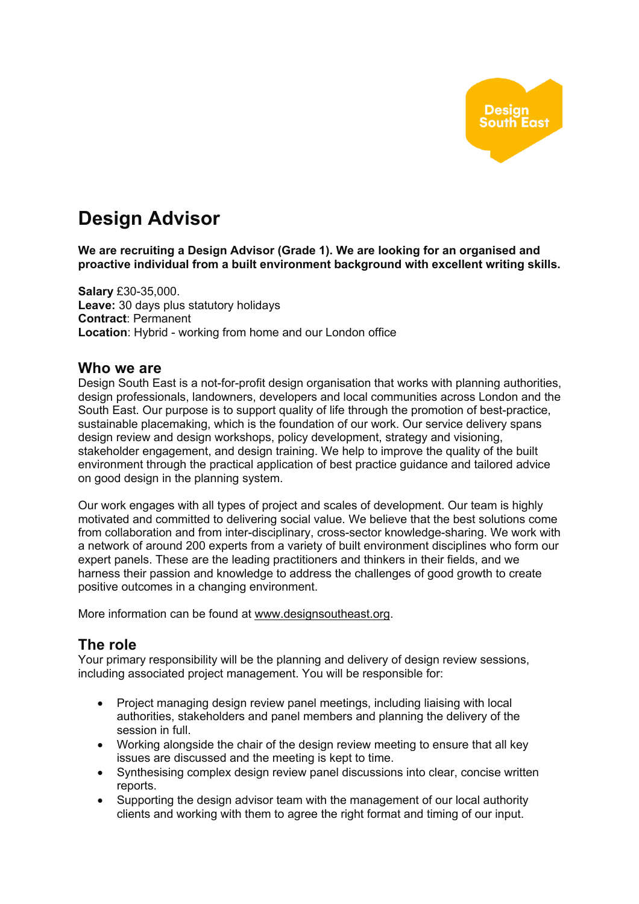# Design Advisor

**We are recruiting a Design Advisor (Grade 1). We are looking for an organised and proactive individual from a built environment background with excellent writing skills.**

**Salary** £30-35,000.
**Leave:** 30 days plus statutory holidays
**Contract**: Permanent
**Location**: Hybrid - working from home and our London office

## Who we are

Design South East is a not-for-profit design organisation that works with planning authorities, design professionals, landowners, developers and local communities across London and the South East. Our purpose is to support quality of life through the promotion of best-practice, sustainable placemaking, which is the foundation of our work. Our service delivery spans design review and design workshops, policy development, strategy and visioning, stakeholder engagement, and design training. We help to improve the quality of the built environment through the practical application of best practice guidance and tailored advice on good design in the planning system.

Our work engages with all types of project and scales of development. Our team is highly motivated and committed to delivering social value. We believe that the best solutions come from collaboration and from inter-disciplinary, cross-sector knowledge-sharing. We work with a network of around 200 experts from a variety of built environment disciplines who form our expert panels. These are the leading practitioners and thinkers in their fields, and we harness their passion and knowledge to address the challenges of good growth to create positive outcomes in a changing environment.

More information can be found at www.designsoutheast.org.

## The role

Your primary responsibility will be the planning and delivery of design review sessions, including associated project management. You will be responsible for:

- Project managing design review panel meetings, including liaising with local authorities, stakeholders and panel members and planning the delivery of the session in full.
- Working alongside the chair of the design review meeting to ensure that all key issues are discussed and the meeting is kept to time.
- Synthesising complex design review panel discussions into clear, concise written reports.
- Supporting the design advisor team with the management of our local authority clients and working with them to agree the right format and timing of our input.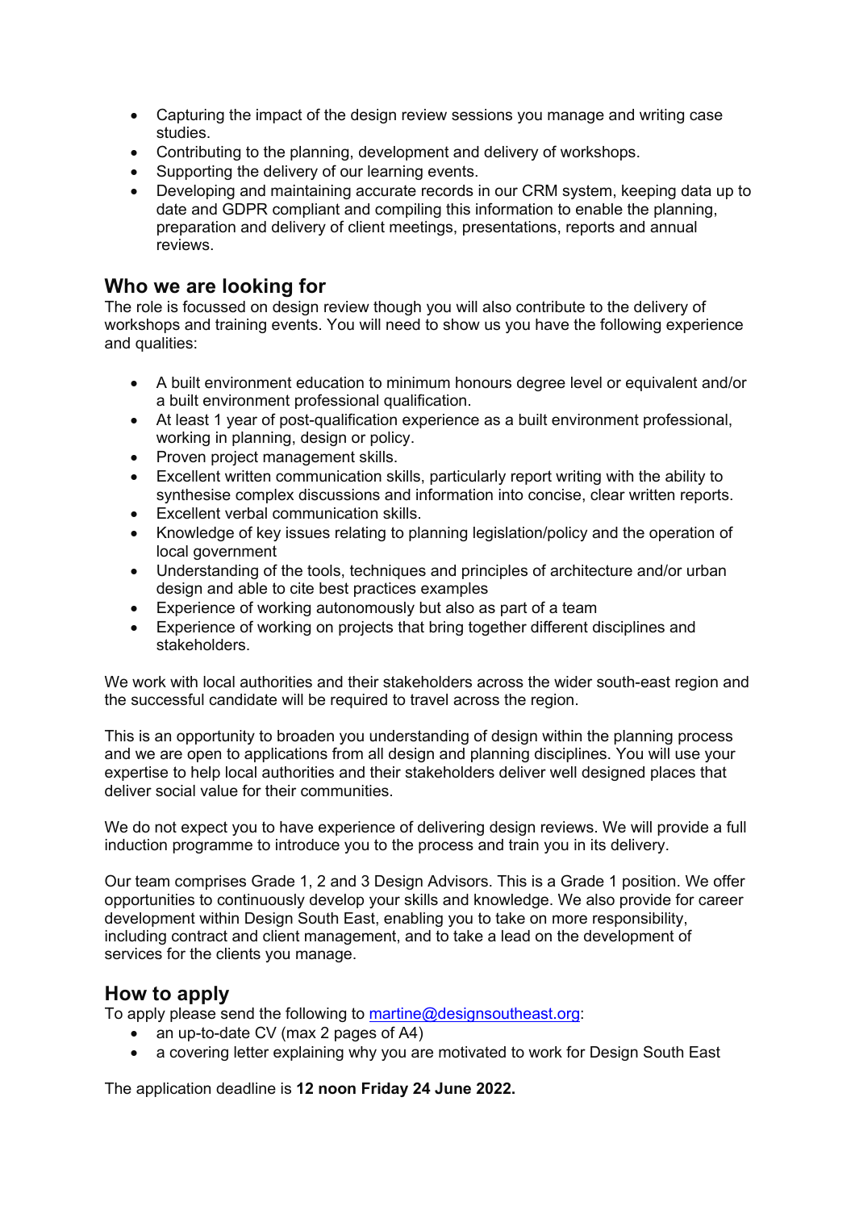- Capturing the impact of the design review sessions you manage and writing case studies.
- Contributing to the planning, development and delivery of workshops.
- Supporting the delivery of our learning events.
- Developing and maintaining accurate records in our CRM system, keeping data up to date and GDPR compliant and compiling this information to enable the planning, preparation and delivery of client meetings, presentations, reports and annual reviews.

## Who we are looking for

The role is focussed on design review though you will also contribute to the delivery of workshops and training events. You will need to show us you have the following experience and qualities:

- A built environment education to minimum honours degree level or equivalent and/or a built environment professional qualification.
- At least 1 year of post-qualification experience as a built environment professional, working in planning, design or policy.
- Proven project management skills.
- Excellent written communication skills, particularly report writing with the ability to synthesise complex discussions and information into concise, clear written reports.
- Excellent verbal communication skills.
- Knowledge of key issues relating to planning legislation/policy and the operation of local government
- Understanding of the tools, techniques and principles of architecture and/or urban design and able to cite best practices examples
- Experience of working autonomously but also as part of a team
- Experience of working on projects that bring together different disciplines and stakeholders.

We work with local authorities and their stakeholders across the wider south-east region and the successful candidate will be required to travel across the region.

This is an opportunity to broaden you understanding of design within the planning process and we are open to applications from all design and planning disciplines. You will use your expertise to help local authorities and their stakeholders deliver well designed places that deliver social value for their communities.

We do not expect you to have experience of delivering design reviews. We will provide a full induction programme to introduce you to the process and train you in its delivery.

Our team comprises Grade 1, 2 and 3 Design Advisors. This is a Grade 1 position. We offer opportunities to continuously develop your skills and knowledge. We also provide for career development within Design South East, enabling you to take on more responsibility, including contract and client management, and to take a lead on the development of services for the clients you manage.

## How to apply

To apply please send the following to [martine@designsoutheast.org](mailto:martine@designsoutheast.org):

- an up-to-date CV (max 2 pages of A4)
- a covering letter explaining why you are motivated to work for Design South East

The application deadline is **12 noon Friday 24 June 2022.**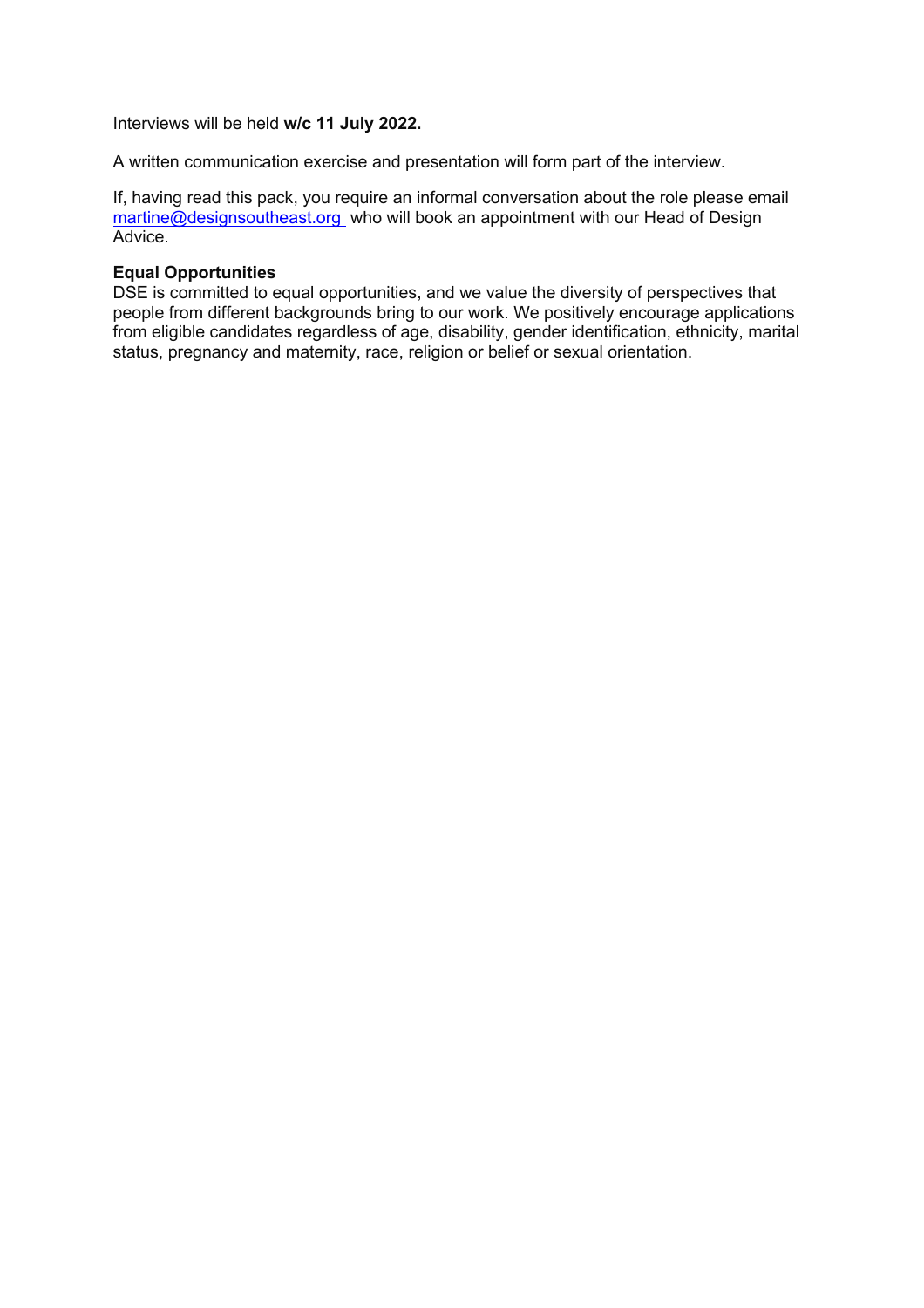Interviews will be held **w/c 11 July 2022.**

A written communication exercise and presentation will form part of the interview.

If, having read this pack, you require an informal conversation about the role please email martine@designsoutheast.org who will book an appointment with our Head of Design Advice.

**Equal Opportunities**
DSE is committed to equal opportunities, and we value the diversity of perspectives that people from different backgrounds bring to our work. We positively encourage applications from eligible candidates regardless of age, disability, gender identification, ethnicity, marital status, pregnancy and maternity, race, religion or belief or sexual orientation.